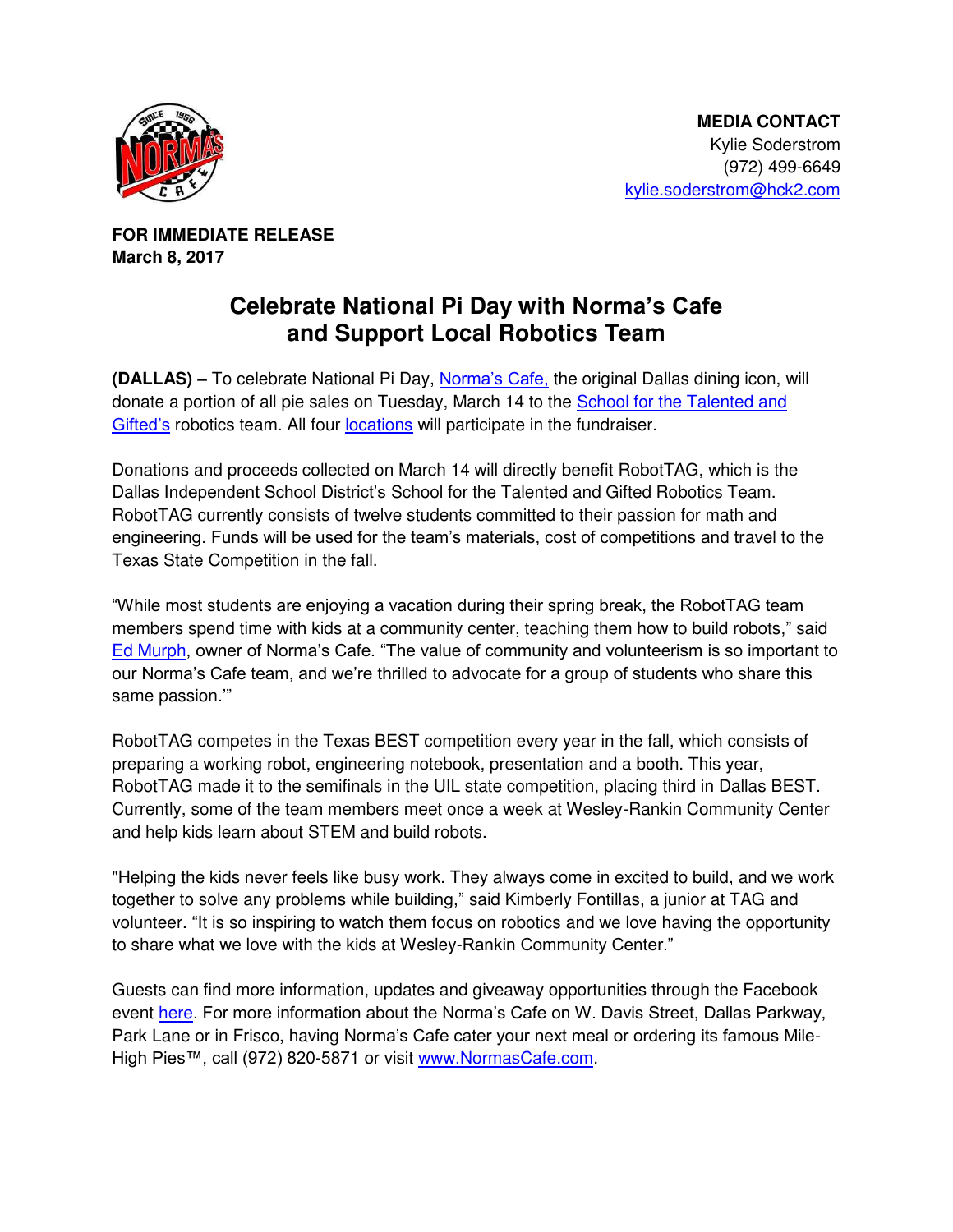**MEDIA CONTACT**
Kylie Soderstrom
(972) 499-6649
kylie.soderstrom@hck2.com

**FOR IMMEDIATE RELEASE**
**March 8, 2017**

# Celebrate National Pi Day with Norma's Cafe and Support Local Robotics Team

**(DALLAS) –** To celebrate National Pi Day, Norma's Cafe, the original Dallas dining icon, will donate a portion of all pie sales on Tuesday, March 14 to the School for the Talented and Gifted's robotics team. All four locations will participate in the fundraiser.

Donations and proceeds collected on March 14 will directly benefit RobotTAG, which is the Dallas Independent School District's School for the Talented and Gifted Robotics Team. RobotTAG currently consists of twelve students committed to their passion for math and engineering. Funds will be used for the team's materials, cost of competitions and travel to the Texas State Competition in the fall.

"While most students are enjoying a vacation during their spring break, the RobotTAG team members spend time with kids at a community center, teaching them how to build robots," said Ed Murph, owner of Norma's Cafe. "The value of community and volunteerism is so important to our Norma's Cafe team, and we're thrilled to advocate for a group of students who share this same passion.'"

RobotTAG competes in the Texas BEST competition every year in the fall, which consists of preparing a working robot, engineering notebook, presentation and a booth. This year, RobotTAG made it to the semifinals in the UIL state competition, placing third in Dallas BEST. Currently, some of the team members meet once a week at Wesley-Rankin Community Center and help kids learn about STEM and build robots.

"Helping the kids never feels like busy work. They always come in excited to build, and we work together to solve any problems while building," said Kimberly Fontillas, a junior at TAG and volunteer. "It is so inspiring to watch them focus on robotics and we love having the opportunity to share what we love with the kids at Wesley-Rankin Community Center."

Guests can find more information, updates and giveaway opportunities through the Facebook event here. For more information about the Norma's Cafe on W. Davis Street, Dallas Parkway, Park Lane or in Frisco, having Norma's Cafe cater your next meal or ordering its famous Mile-High Pies™, call (972) 820-5871 or visit www.NormasCafe.com.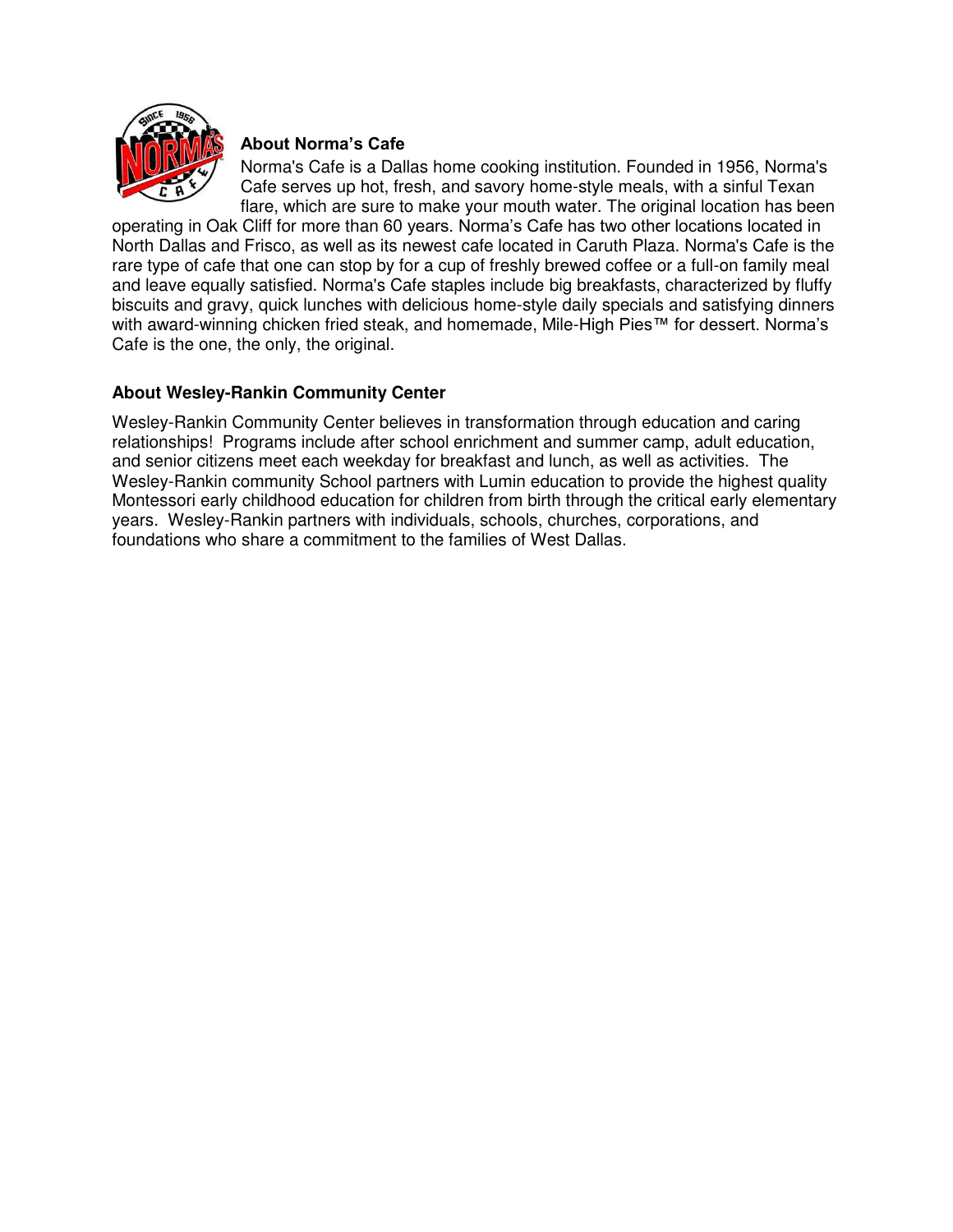### About Norma's Cafe

Norma's Cafe is a Dallas home cooking institution. Founded in 1956, Norma's Cafe serves up hot, fresh, and savory home-style meals, with a sinful Texan flare, which are sure to make your mouth water. The original location has been operating in Oak Cliff for more than 60 years. Norma's Cafe has two other locations located in North Dallas and Frisco, as well as its newest cafe located in Caruth Plaza. Norma's Cafe is the rare type of cafe that one can stop by for a cup of freshly brewed coffee or a full-on family meal and leave equally satisfied. Norma's Cafe staples include big breakfasts, characterized by fluffy biscuits and gravy, quick lunches with delicious home-style daily specials and satisfying dinners with award-winning chicken fried steak, and homemade, Mile-High Pies™ for dessert. Norma's Cafe is the one, the only, the original.

### About Wesley-Rankin Community Center

Wesley-Rankin Community Center believes in transformation through education and caring relationships! Programs include after school enrichment and summer camp, adult education, and senior citizens meet each weekday for breakfast and lunch, as well as activities. The Wesley-Rankin community School partners with Lumin education to provide the highest quality Montessori early childhood education for children from birth through the critical early elementary years. Wesley-Rankin partners with individuals, schools, churches, corporations, and foundations who share a commitment to the families of West Dallas.